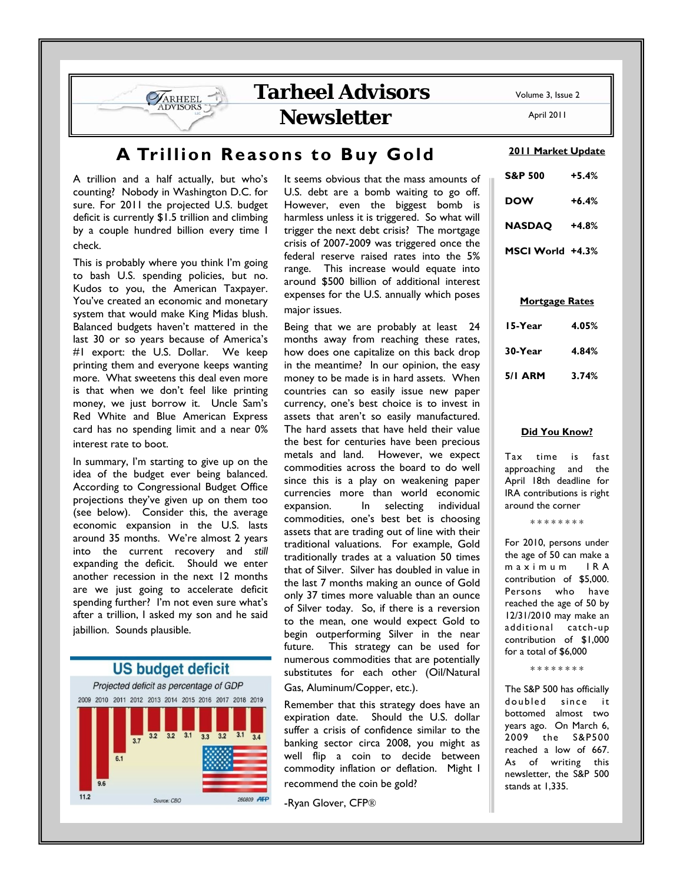# Tarheel Advisors Newsletter

Volume 3, Issue 2

April 2011

## A Trillion Reasons to Buy Gold

A trillion and a half actually, but who's counting? Nobody in Washington D.C. for sure. For 2011 the projected U.S. budget deficit is currently $1.5 trillion and climbing by a couple hundred billion every time I check.

This is probably where you think I'm going to bash U.S. spending policies, but no. Kudos to you, the American Taxpayer. You've created an economic and monetary system that would make King Midas blush. Balanced budgets haven't mattered in the last 30 or so years because of America's #1 export: the U.S. Dollar. We keep printing them and everyone keeps wanting more. What sweetens this deal even more is that when we don't feel like printing money, we just borrow it. Uncle Sam's Red White and Blue American Express card has no spending limit and a near 0% interest rate to boot.

In summary, I'm starting to give up on the idea of the budget ever being balanced. According to Congressional Budget Office projections they've given up on them too (see below). Consider this, the average economic expansion in the U.S. lasts around 35 months. We're almost 2 years into the current recovery and *still* expanding the deficit. Should we enter another recession in the next 12 months are we just going to accelerate deficit spending further? I'm not even sure what's after a trillion, I asked my son and he said jabillion. Sounds plausible.

**US budget deficit**

Projected deficit as percentage of GDP

| 2009 | 2010 | 2011 | 2012 | 2013 | 2014 | 2015 | 2016 | 2017 | 2018 | 2019 |
|---|---|---|---|---|---|---|---|---|---|---|
| 11.2 | 9.6 | 6.1 | 3.7 | 3.2 | 3.2 | 3.1 | 3.3 | 3.2 | 3.1 | 3.4 |

Source: CBO 260809 AFP

It seems obvious that the mass amounts of U.S. debt are a bomb waiting to go off. However, even the biggest bomb is harmless unless it is triggered. So what will trigger the next debt crisis? The mortgage crisis of 2007-2009 was triggered once the federal reserve raised rates into the 5% range. This increase would equate into around $500 billion of additional interest expenses for the U.S. annually which poses major issues.

Being that we are probably at least 24 months away from reaching these rates, how does one capitalize on this back drop in the meantime? In our opinion, the easy money to be made is in hard assets. When countries can so easily issue new paper currency, one's best choice is to invest in assets that aren't so easily manufactured. The hard assets that have held their value the best for centuries have been precious metals and land. However, we expect commodities across the board to do well since this is a play on weakening paper currencies more than world economic expansion. In selecting individual commodities, one's best bet is choosing assets that are trading out of line with their traditional valuations. For example, Gold traditionally trades at a valuation 50 times that of Silver. Silver has doubled in value in the last 7 months making an ounce of Gold only 37 times more valuable than an ounce of Silver today. So, if there is a reversion to the mean, one would expect Gold to begin outperforming Silver in the near future. This strategy can be used for numerous commodities that are potentially substitutes for each other (Oil/Natural Gas, Aluminum/Copper, etc.).

Remember that this strategy does have an expiration date. Should the U.S. dollar suffer a crisis of confidence similar to the banking sector circa 2008, you might as well flip a coin to decide between commodity inflation or deflation. Might I recommend the coin be gold?

-Ryan Glover, CFP®

### 2011 Market Update

| | |
|---|---|
| **S&P 500** | **+5.4%** |
| **DOW** | **+6.4%** |
| **NASDAQ** | **+4.8%** |
| **MSCI World** | **+4.3%** |

### Mortgage Rates

| | |
|---|---|
| **15-Year** | **4.05%** |
| **30-Year** | **4.84%** |
| **5/1 ARM** | **3.74%** |

### Did You Know?

Tax time is fast approaching and the April 18th deadline for IRA contributions is right around the corner

\* \* \* \* \* \* \* \*

For 2010, persons under the age of 50 can make a maximum IRA contribution of $5,000. Persons who have reached the age of 50 by 12/31/2010 may make an additional catch-up contribution of $1,000 for a total of $6,000

\* \* \* \* \* \* \* \*

The S&P 500 has officially doubled since it bottomed almost two years ago. On March 6, 2009 the S&P500 reached a low of 667. As of writing this newsletter, the S&P 500 stands at 1,335.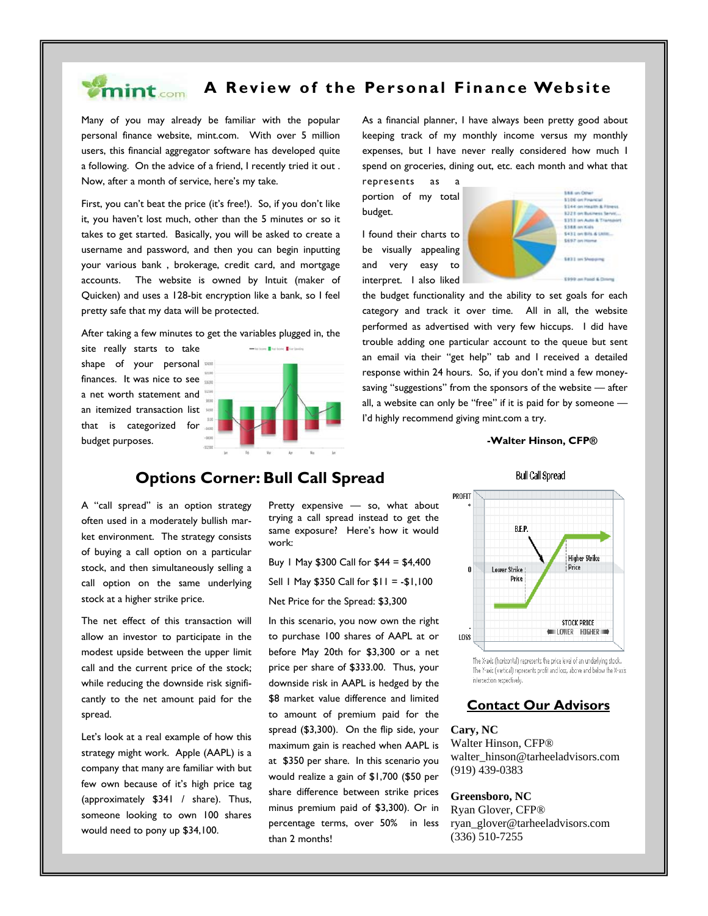# mint.com A Review of the Personal Finance Website

Many of you may already be familiar with the popular personal finance website, mint.com. With over 5 million users, this financial aggregator software has developed quite a following. On the advice of a friend, I recently tried it out . Now, after a month of service, here's my take.

First, you can't beat the price (it's free!). So, if you don't like it, you haven't lost much, other than the 5 minutes or so it takes to get started. Basically, you will be asked to create a username and password, and then you can begin inputting your various bank , brokerage, credit card, and mortgage accounts. The website is owned by Intuit (maker of Quicken) and uses a 128-bit encryption like a bank, so I feel pretty safe that my data will be protected.

After taking a few minutes to get the variables plugged in, the site really starts to take shape of your personal finances. It was nice to see a net worth statement and an itemized transaction list that is categorized for budget purposes.

As a financial planner, I have always been pretty good about keeping track of my monthly income versus my monthly expenses, but I have never really considered how much I spend on groceries, dining out, etc. each month and what that represents as a portion of my total budget.

I found their charts to be visually appealing and very easy to interpret. I also liked the budget functionality and the ability to set goals for each category and track it over time. All in all, the website performed as advertised with very few hiccups. I did have trouble adding one particular account to the queue but sent an email via their "get help" tab and I received a detailed response within 24 hours. So, if you don't mind a few money-saving "suggestions" from the sponsors of the website — after all, a website can only be "free" if it is paid for by someone — I'd highly recommend giving mint.com a try.

**-Walter Hinson, CFP®**

## Options Corner: Bull Call Spread

A "call spread" is an option strategy often used in a moderately bullish market environment. The strategy consists of buying a call option on a particular stock, and then simultaneously selling a call option on the same underlying stock at a higher strike price.

The net effect of this transaction will allow an investor to participate in the modest upside between the upper limit call and the current price of the stock; while reducing the downside risk significantly to the net amount paid for the spread.

Let's look at a real example of how this strategy might work. Apple (AAPL) is a company that many are familiar with but few own because of it's high price tag (approximately $341 / share). Thus, someone looking to own 100 shares would need to pony up $34,100.

Pretty expensive — so, what about trying a call spread instead to get the same exposure? Here's how it would work:

Buy 1 May $300 Call for $44 = $4,400

Sell 1 May $350 Call for $11 = -$1,100

Net Price for the Spread: $3,300

In this scenario, you now own the right to purchase 100 shares of AAPL at or before May 20th for $3,300 or a net price per share of $333.00. Thus, your downside risk in AAPL is hedged by the $8 market value difference and limited to amount of premium paid for the spread ($3,300). On the flip side, your maximum gain is reached when AAPL is at $350 per share. In this scenario you would realize a gain of $1,700 ($50 per share difference between strike prices minus premium paid of $3,300). Or in percentage terms, over 50% in less than 2 months!

Bull Call Spread

PROFIT
+
0
-
LOSS
B.E.P.
Lower Strike Price
Higher Strike Price
STOCK PRICE
LOWER HIGHER

The X-axis (horizontal) represents the price level of an underlying stock. The Y-axis (vertical) represents profit and loss, above and below the X-axis intersection respectively.

## Contact Our Advisors

**Cary, NC**
Walter Hinson, CFP®
walter_hinson@tarheeladvisors.com
(919) 439-0383

**Greensboro, NC**
Ryan Glover, CFP®
ryan_glover@tarheeladvisors.com
(336) 510-7255